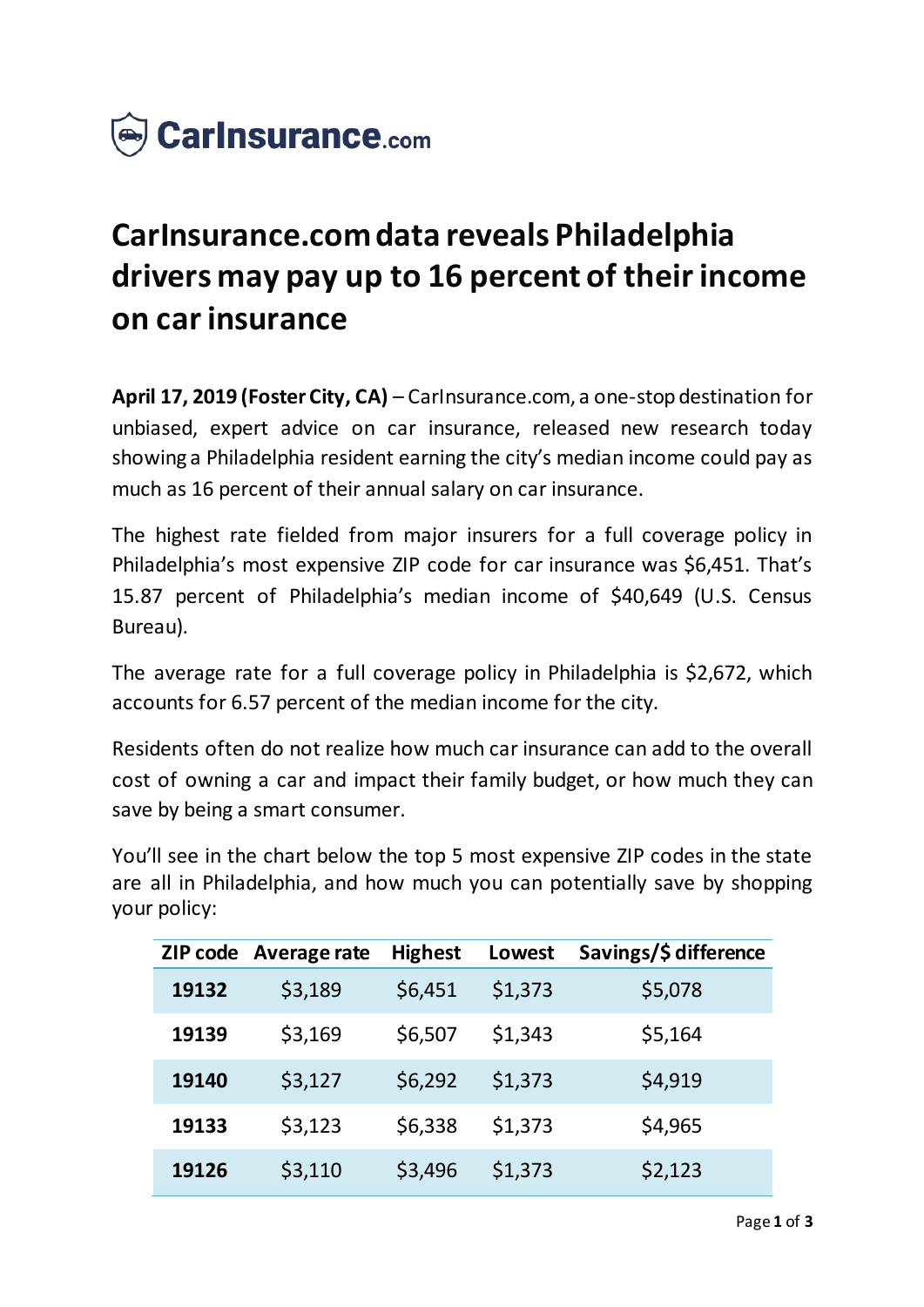CarInsurance.com

# CarInsurance.com data reveals Philadelphia drivers may pay up to 16 percent of their income on car insurance

**April 17, 2019 (Foster City, CA)** – CarInsurance.com, a one-stop destination for unbiased, expert advice on car insurance, released new research today showing a Philadelphia resident earning the city's median income could pay as much as 16 percent of their annual salary on car insurance.

The highest rate fielded from major insurers for a full coverage policy in Philadelphia's most expensive ZIP code for car insurance was $6,451. That's 15.87 percent of Philadelphia's median income of $40,649 (U.S. Census Bureau).

The average rate for a full coverage policy in Philadelphia is $2,672, which accounts for 6.57 percent of the median income for the city.

Residents often do not realize how much car insurance can add to the overall cost of owning a car and impact their family budget, or how much they can save by being a smart consumer.

You'll see in the chart below the top 5 most expensive ZIP codes in the state are all in Philadelphia, and how much you can potentially save by shopping your policy:

| ZIP code | Average rate | Highest | Lowest | Savings/$ difference |
|---|---|---|---|---|
| **19132** | $3,189 | $6,451 | $1,373 | $5,078 |
| **19139** | $3,169 | $6,507 | $1,343 | $5,164 |
| **19140** | $3,127 | $6,292 | $1,373 | $4,919 |
| **19133** | $3,123 | $6,338 | $1,373 | $4,965 |
| **19126** | $3,110 | $3,496 | $1,373 | $2,123 |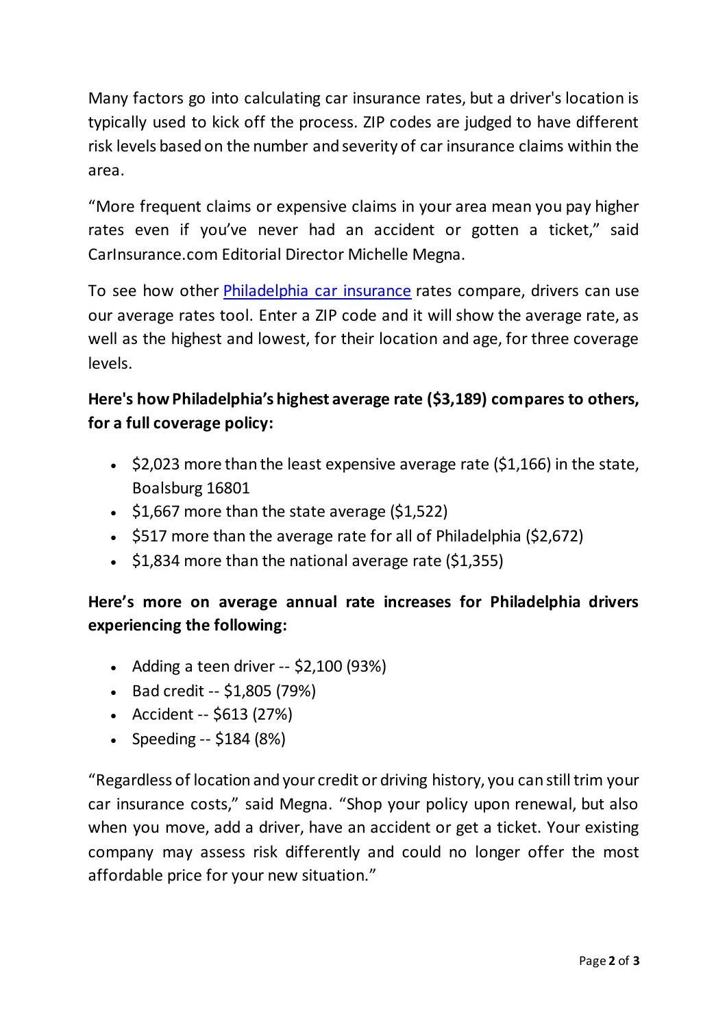Many factors go into calculating car insurance rates, but a driver's location is typically used to kick off the process. ZIP codes are judged to have different risk levels based on the number and severity of car insurance claims within the area.

"More frequent claims or expensive claims in your area mean you pay higher rates even if you've never had an accident or gotten a ticket," said CarInsurance.com Editorial Director Michelle Megna.

To see how other [Philadelphia car insurance]() rates compare, drivers can use our average rates tool. Enter a ZIP code and it will show the average rate, as well as the highest and lowest, for their location and age, for three coverage levels.

**Here's how Philadelphia's highest average rate ($3,189) compares to others, for a full coverage policy:**

- $2,023 more than the least expensive average rate ($1,166) in the state, Boalsburg 16801
- $1,667 more than the state average ($1,522)
- $517 more than the average rate for all of Philadelphia ($2,672)
- $1,834 more than the national average rate ($1,355)

**Here's more on average annual rate increases for Philadelphia drivers experiencing the following:**

- Adding a teen driver -- $2,100 (93%)
- Bad credit -- $1,805 (79%)
- Accident -- $613 (27%)
- Speeding -- $184 (8%)

"Regardless of location and your credit or driving history, you can still trim your car insurance costs," said Megna. "Shop your policy upon renewal, but also when you move, add a driver, have an accident or get a ticket. Your existing company may assess risk differently and could no longer offer the most affordable price for your new situation."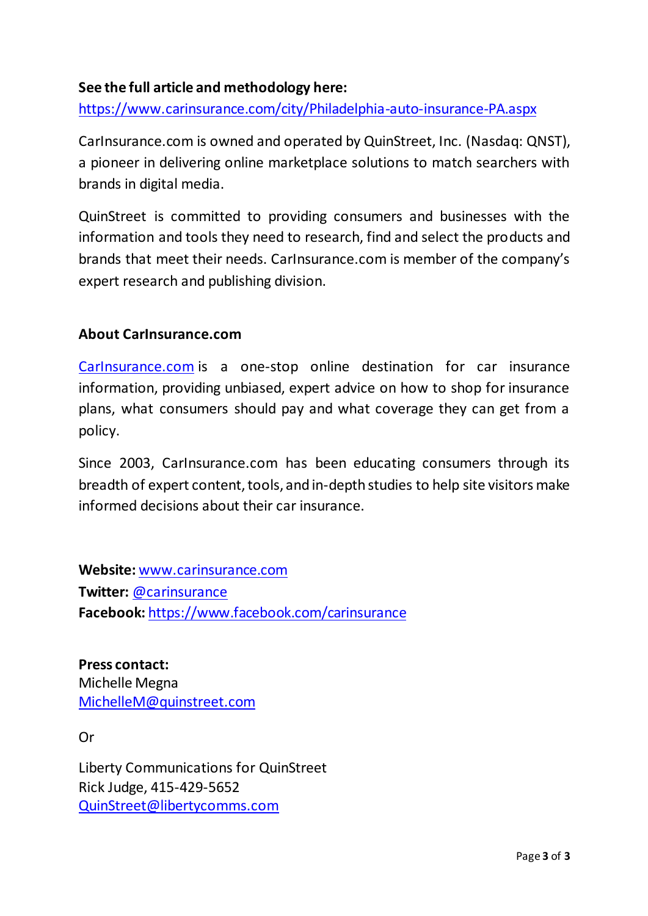**See the full article and methodology here:**
https://www.carinsurance.com/city/Philadelphia-auto-insurance-PA.aspx

CarInsurance.com is owned and operated by QuinStreet, Inc. (Nasdaq: QNST), a pioneer in delivering online marketplace solutions to match searchers with brands in digital media.

QuinStreet is committed to providing consumers and businesses with the information and tools they need to research, find and select the products and brands that meet their needs. CarInsurance.com is member of the company's expert research and publishing division.

**About CarInsurance.com**

CarInsurance.com is a one-stop online destination for car insurance information, providing unbiased, expert advice on how to shop for insurance plans, what consumers should pay and what coverage they can get from a policy.

Since 2003, CarInsurance.com has been educating consumers through its breadth of expert content, tools, and in-depth studies to help site visitors make informed decisions about their car insurance.

**Website:** www.carinsurance.com
**Twitter:** @carinsurance
**Facebook:** https://www.facebook.com/carinsurance

**Press contact:**
Michelle Megna
MichelleM@quinstreet.com

Or

Liberty Communications for QuinStreet
Rick Judge, 415-429-5652
QuinStreet@libertycomms.com